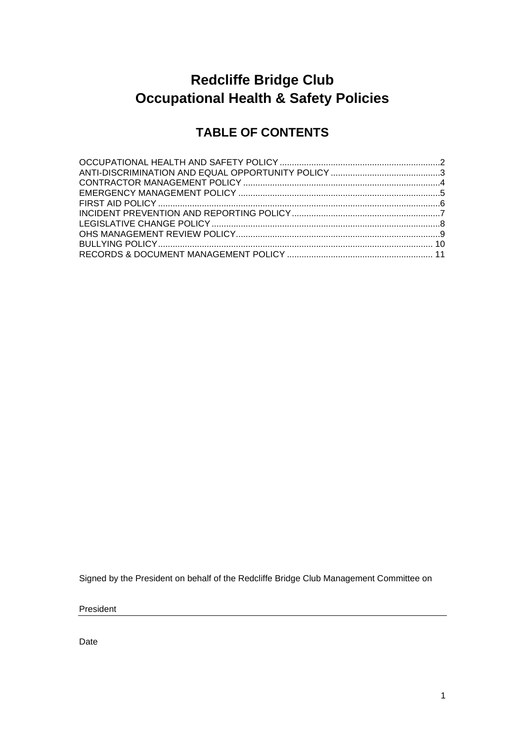# Redcliffe Bridge Club
# Occupational Health & Safety Policies

## TABLE OF CONTENTS

OCCUPATIONAL HEALTH AND SAFETY POLICY ....................................................................2
ANTI-DISCRIMINATION AND EQUAL OPPORTUNITY POLICY ..............................................3
CONTRACTOR MANAGEMENT POLICY ..................................................................................4
EMERGENCY MANAGEMENT POLICY ...................................................................................5
FIRST AID POLICY ....................................................................................................................6
INCIDENT PREVENTION AND REPORTING POLICY ..............................................................7
LEGISLATIVE CHANGE POLICY ...............................................................................................8
OHS MANAGEMENT REVIEW POLICY ......................................................................................9
BULLYING POLICY ................................................................................................................. 10
RECORDS & DOCUMENT MANAGEMENT POLICY .............................................................. 11

Signed by the President on behalf of the Redcliffe Bridge Club Management Committee on

President

Date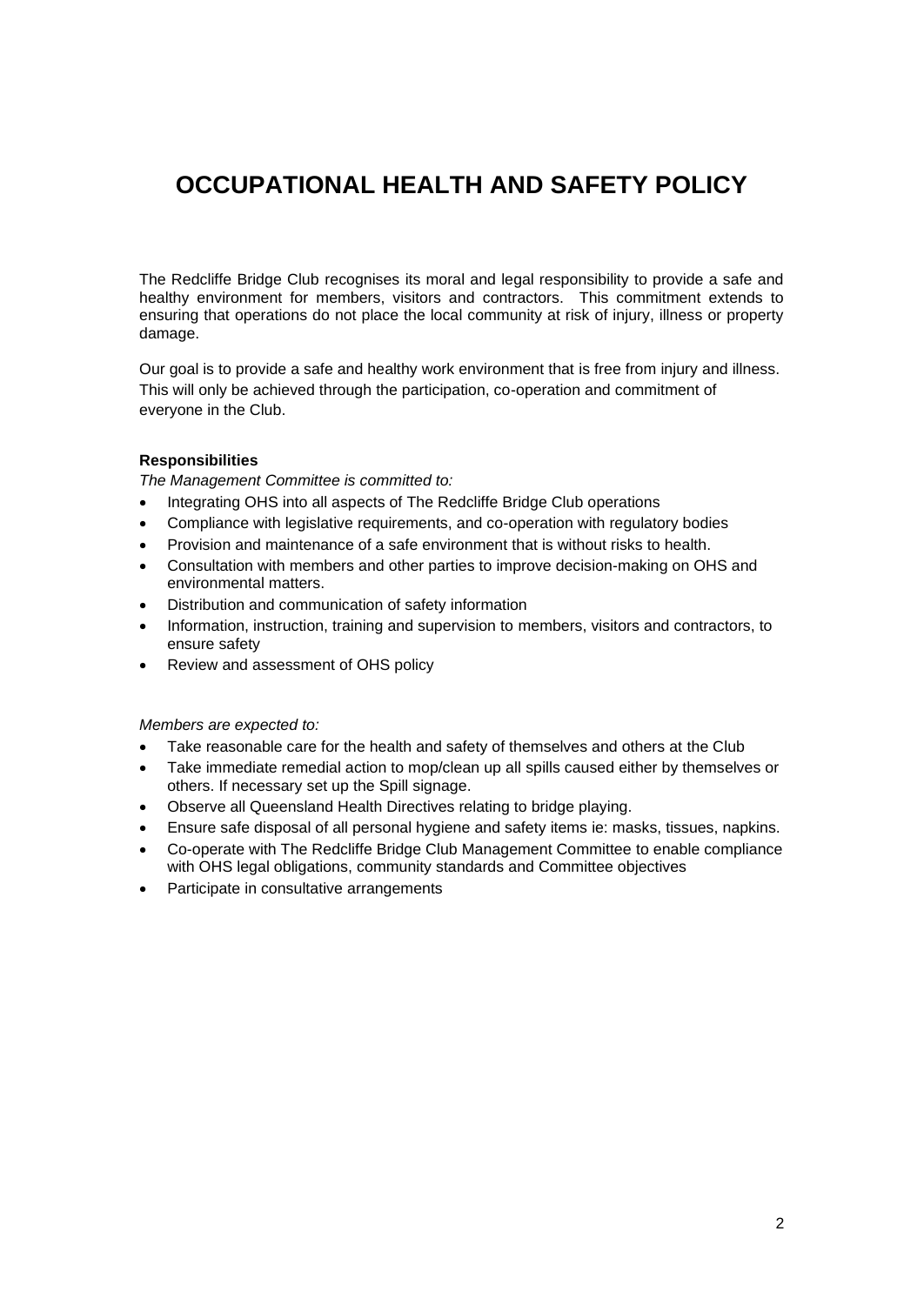# OCCUPATIONAL HEALTH AND SAFETY POLICY

The Redcliffe Bridge Club recognises its moral and legal responsibility to provide a safe and healthy environment for members, visitors and contractors. This commitment extends to ensuring that operations do not place the local community at risk of injury, illness or property damage.

Our goal is to provide a safe and healthy work environment that is free from injury and illness. This will only be achieved through the participation, co-operation and commitment of everyone in the Club.

**Responsibilities**

*The Management Committee is committed to:*

- Integrating OHS into all aspects of The Redcliffe Bridge Club operations
- Compliance with legislative requirements, and co-operation with regulatory bodies
- Provision and maintenance of a safe environment that is without risks to health.
- Consultation with members and other parties to improve decision-making on OHS and environmental matters.
- Distribution and communication of safety information
- Information, instruction, training and supervision to members, visitors and contractors, to ensure safety
- Review and assessment of OHS policy

*Members are expected to:*

- Take reasonable care for the health and safety of themselves and others at the Club
- Take immediate remedial action to mop/clean up all spills caused either by themselves or others. If necessary set up the Spill signage.
- Observe all Queensland Health Directives relating to bridge playing.
- Ensure safe disposal of all personal hygiene and safety items ie: masks, tissues, napkins.
- Co-operate with The Redcliffe Bridge Club Management Committee to enable compliance with OHS legal obligations, community standards and Committee objectives
- Participate in consultative arrangements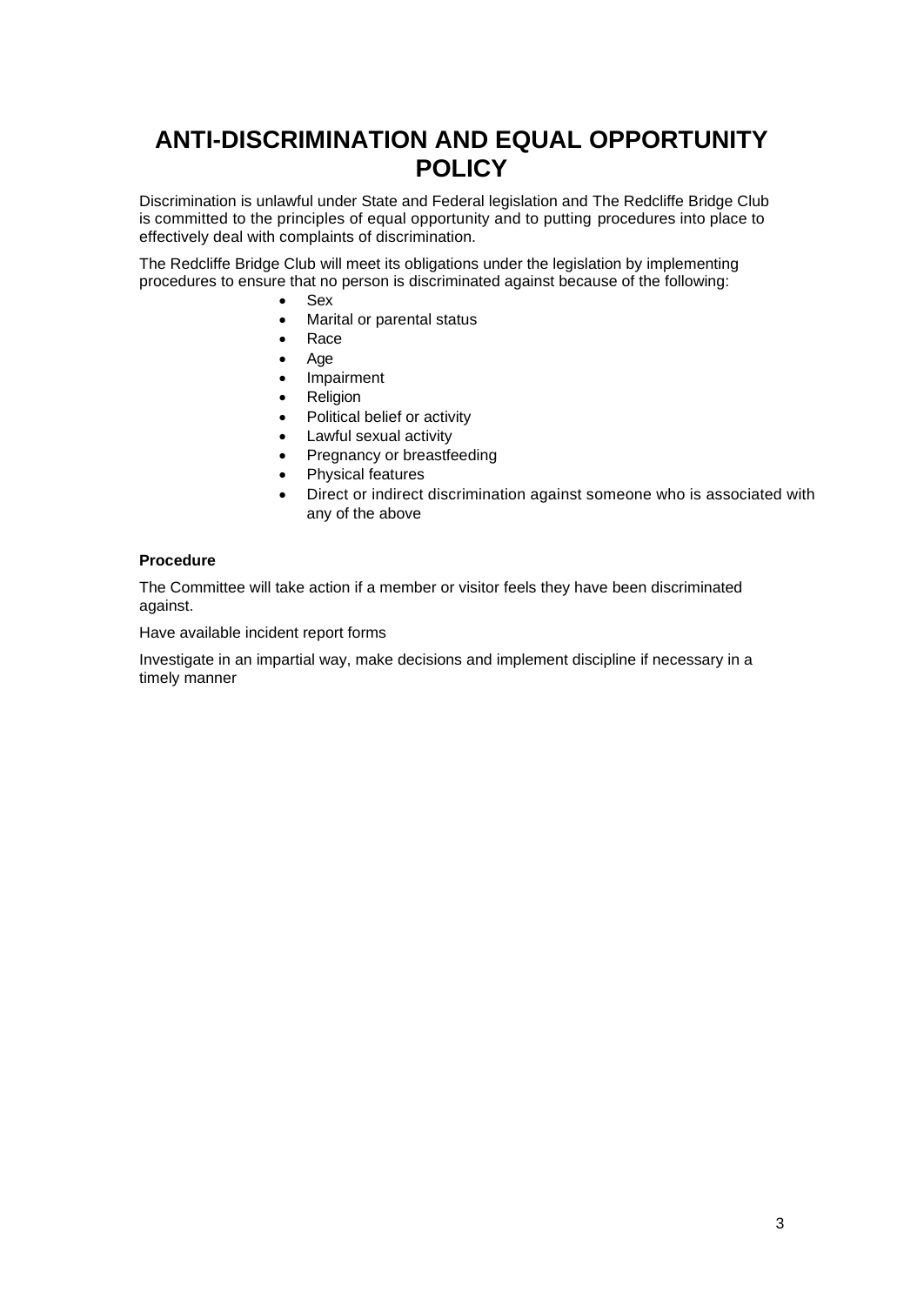# ANTI-DISCRIMINATION AND EQUAL OPPORTUNITY POLICY

Discrimination is unlawful under State and Federal legislation and The Redcliffe Bridge Club is committed to the principles of equal opportunity and to putting procedures into place to effectively deal with complaints of discrimination.

The Redcliffe Bridge Club will meet its obligations under the legislation by implementing procedures to ensure that no person is discriminated against because of the following:

- Sex
- Marital or parental status
- Race
- Age
- Impairment
- Religion
- Political belief or activity
- Lawful sexual activity
- Pregnancy or breastfeeding
- Physical features
- Direct or indirect discrimination against someone who is associated with any of the above

**Procedure**

The Committee will take action if a member or visitor feels they have been discriminated against.

Have available incident report forms

Investigate in an impartial way, make decisions and implement discipline if necessary in a timely manner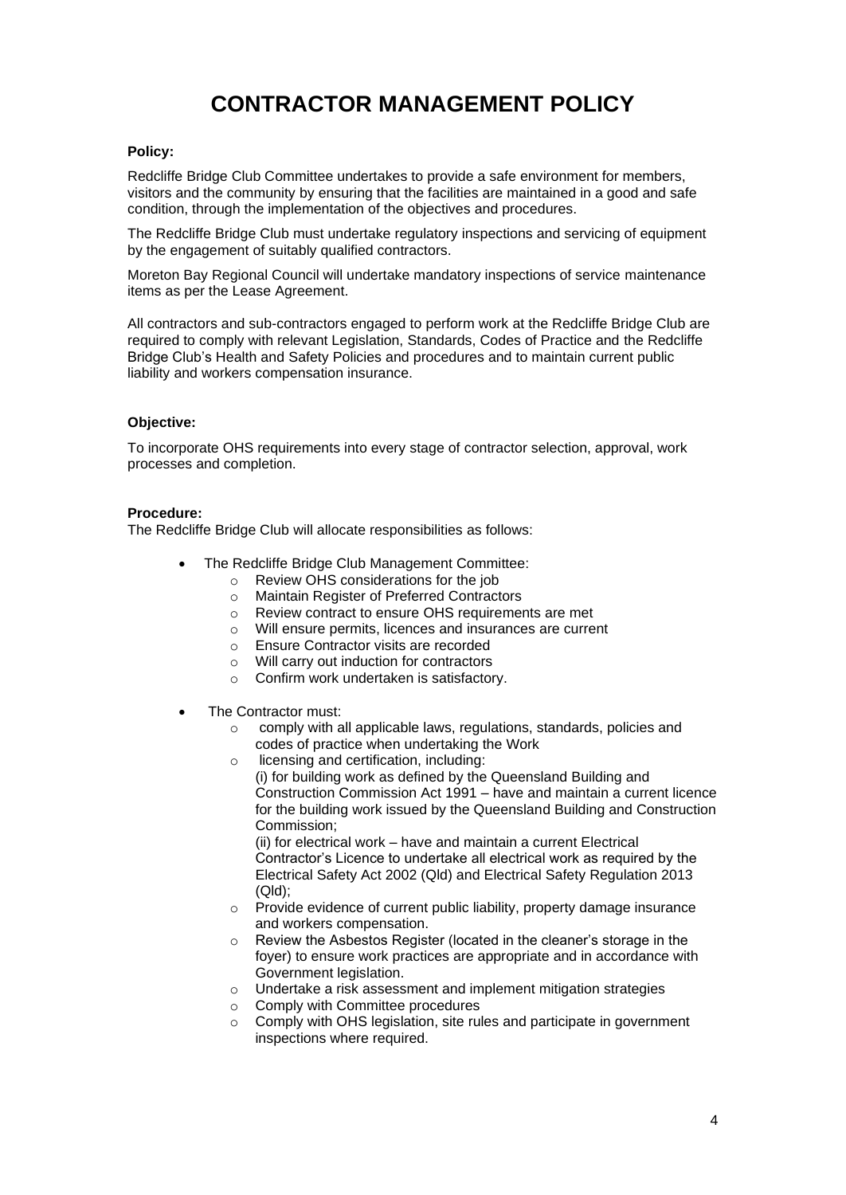# CONTRACTOR MANAGEMENT POLICY

**Policy:**

Redcliffe Bridge Club Committee undertakes to provide a safe environment for members, visitors and the community by ensuring that the facilities are maintained in a good and safe condition, through the implementation of the objectives and procedures.

The Redcliffe Bridge Club must undertake regulatory inspections and servicing of equipment by the engagement of suitably qualified contractors.

Moreton Bay Regional Council will undertake mandatory inspections of service maintenance items as per the Lease Agreement.

All contractors and sub-contractors engaged to perform work at the Redcliffe Bridge Club are required to comply with relevant Legislation, Standards, Codes of Practice and the Redcliffe Bridge Club's Health and Safety Policies and procedures and to maintain current public liability and workers compensation insurance.

**Objective:**

To incorporate OHS requirements into every stage of contractor selection, approval, work processes and completion.

**Procedure:**

The Redcliffe Bridge Club will allocate responsibilities as follows:

- The Redcliffe Bridge Club Management Committee:
  - Review OHS considerations for the job
  - Maintain Register of Preferred Contractors
  - Review contract to ensure OHS requirements are met
  - Will ensure permits, licences and insurances are current
  - Ensure Contractor visits are recorded
  - Will carry out induction for contractors
  - Confirm work undertaken is satisfactory.
- The Contractor must:
  - comply with all applicable laws, regulations, standards, policies and codes of practice when undertaking the Work
  - licensing and certification, including:
    (i) for building work as defined by the Queensland Building and Construction Commission Act 1991 – have and maintain a current licence for the building work issued by the Queensland Building and Construction Commission;
    (ii) for electrical work – have and maintain a current Electrical Contractor's Licence to undertake all electrical work as required by the Electrical Safety Act 2002 (Qld) and Electrical Safety Regulation 2013 (Qld);
  - Provide evidence of current public liability, property damage insurance and workers compensation.
  - Review the Asbestos Register (located in the cleaner's storage in the foyer) to ensure work practices are appropriate and in accordance with Government legislation.
  - Undertake a risk assessment and implement mitigation strategies
  - Comply with Committee procedures
  - Comply with OHS legislation, site rules and participate in government inspections where required.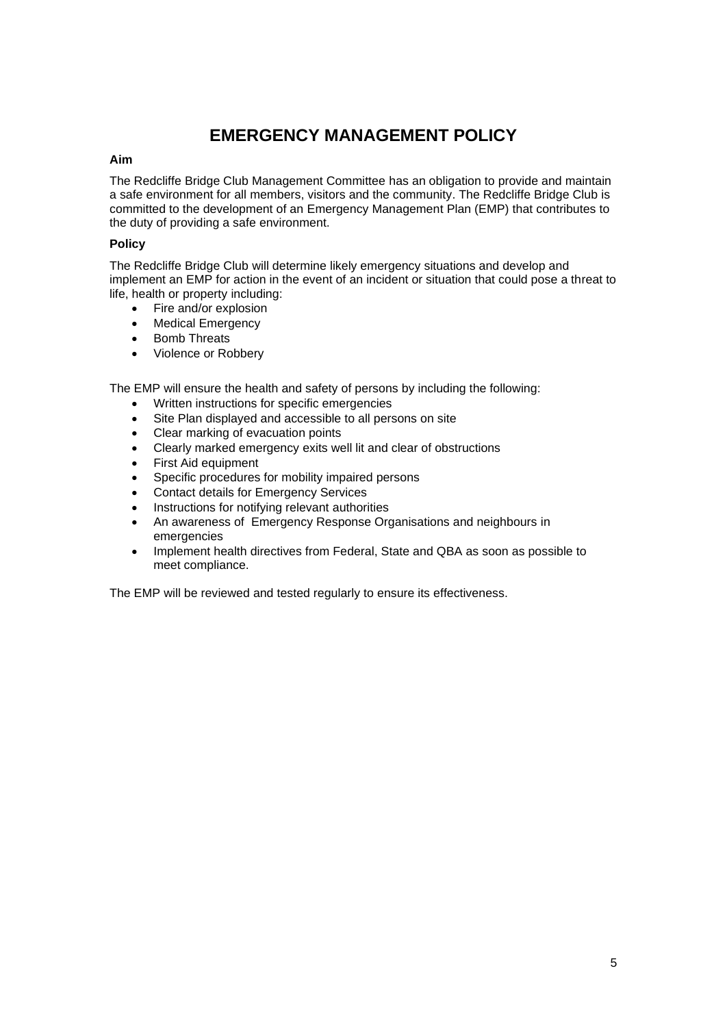# EMERGENCY MANAGEMENT POLICY

**Aim**

The Redcliffe Bridge Club Management Committee has an obligation to provide and maintain a safe environment for all members, visitors and the community. The Redcliffe Bridge Club is committed to the development of an Emergency Management Plan (EMP) that contributes to the duty of providing a safe environment.

**Policy**

The Redcliffe Bridge Club will determine likely emergency situations and develop and implement an EMP for action in the event of an incident or situation that could pose a threat to life, health or property including:

- Fire and/or explosion
- Medical Emergency
- Bomb Threats
- Violence or Robbery

The EMP will ensure the health and safety of persons by including the following:

- Written instructions for specific emergencies
- Site Plan displayed and accessible to all persons on site
- Clear marking of evacuation points
- Clearly marked emergency exits well lit and clear of obstructions
- First Aid equipment
- Specific procedures for mobility impaired persons
- Contact details for Emergency Services
- Instructions for notifying relevant authorities
- An awareness of Emergency Response Organisations and neighbours in emergencies
- Implement health directives from Federal, State and QBA as soon as possible to meet compliance.

The EMP will be reviewed and tested regularly to ensure its effectiveness.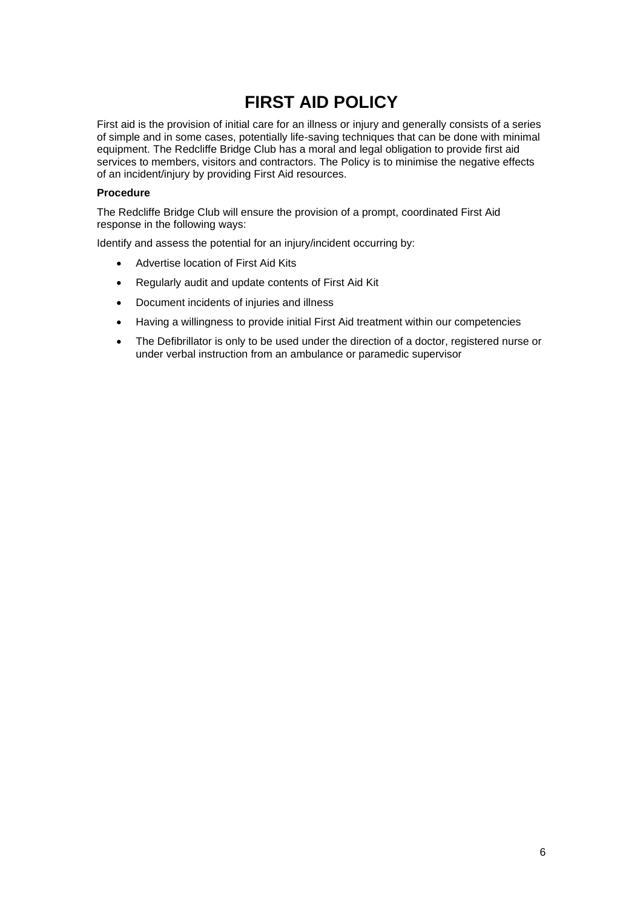# FIRST AID POLICY

First aid is the provision of initial care for an illness or injury and generally consists of a series of simple and in some cases, potentially life-saving techniques that can be done with minimal equipment. The Redcliffe Bridge Club has a moral and legal obligation to provide first aid services to members, visitors and contractors. The Policy is to minimise the negative effects of an incident/injury by providing First Aid resources.

**Procedure**

The Redcliffe Bridge Club will ensure the provision of a prompt, coordinated First Aid response in the following ways:

Identify and assess the potential for an injury/incident occurring by:

- Advertise location of First Aid Kits
- Regularly audit and update contents of First Aid Kit
- Document incidents of injuries and illness
- Having a willingness to provide initial First Aid treatment within our competencies
- The Defibrillator is only to be used under the direction of a doctor, registered nurse or under verbal instruction from an ambulance or paramedic supervisor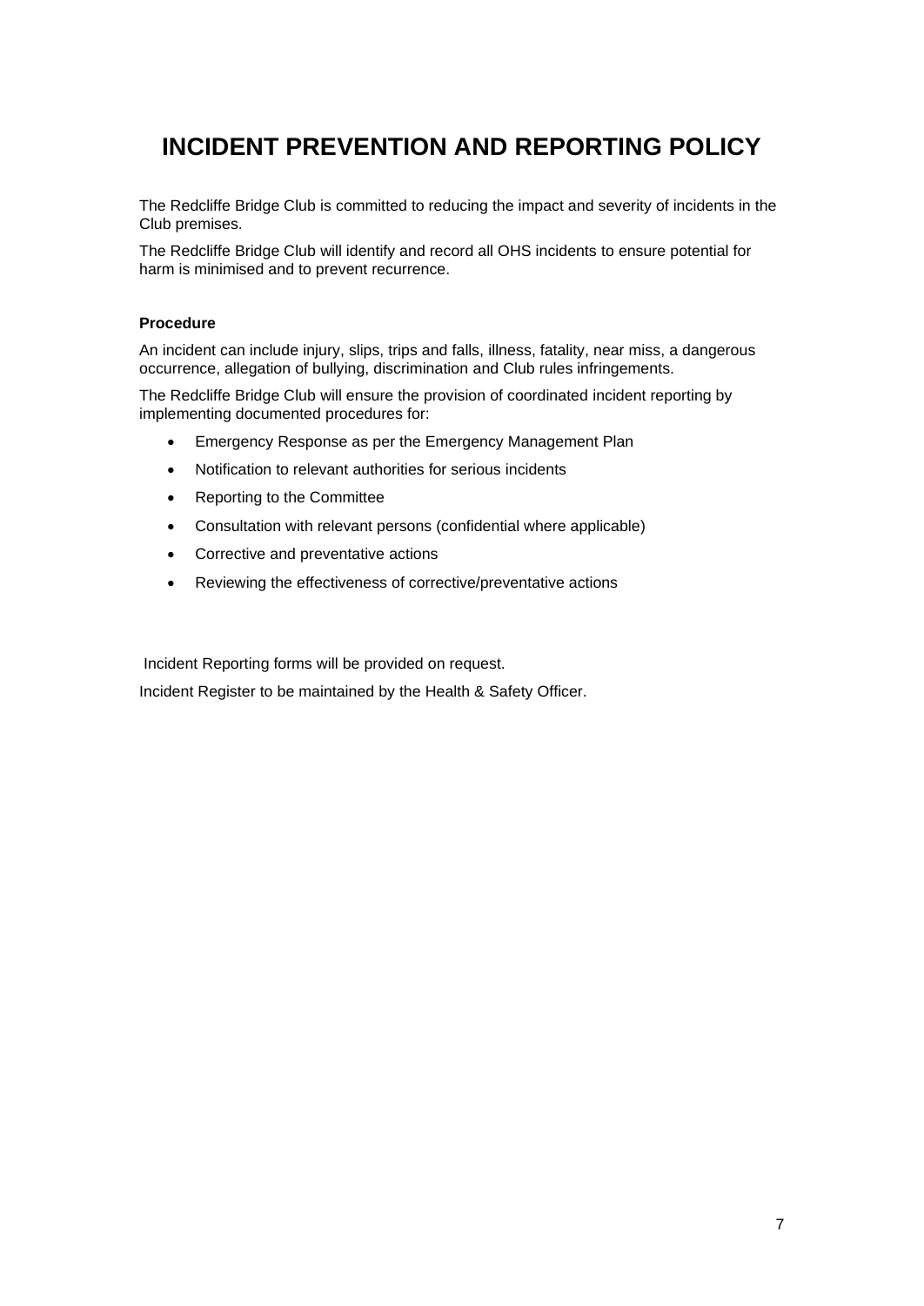# INCIDENT PREVENTION AND REPORTING POLICY

The Redcliffe Bridge Club is committed to reducing the impact and severity of incidents in the Club premises.

The Redcliffe Bridge Club will identify and record all OHS incidents to ensure potential for harm is minimised and to prevent recurrence.

**Procedure**

An incident can include injury, slips, trips and falls, illness, fatality, near miss, a dangerous occurrence, allegation of bullying, discrimination and Club rules infringements.

The Redcliffe Bridge Club will ensure the provision of coordinated incident reporting by implementing documented procedures for:

- Emergency Response as per the Emergency Management Plan
- Notification to relevant authorities for serious incidents
- Reporting to the Committee
- Consultation with relevant persons (confidential where applicable)
- Corrective and preventative actions
- Reviewing the effectiveness of corrective/preventative actions

Incident Reporting forms will be provided on request.

Incident Register to be maintained by the Health & Safety Officer.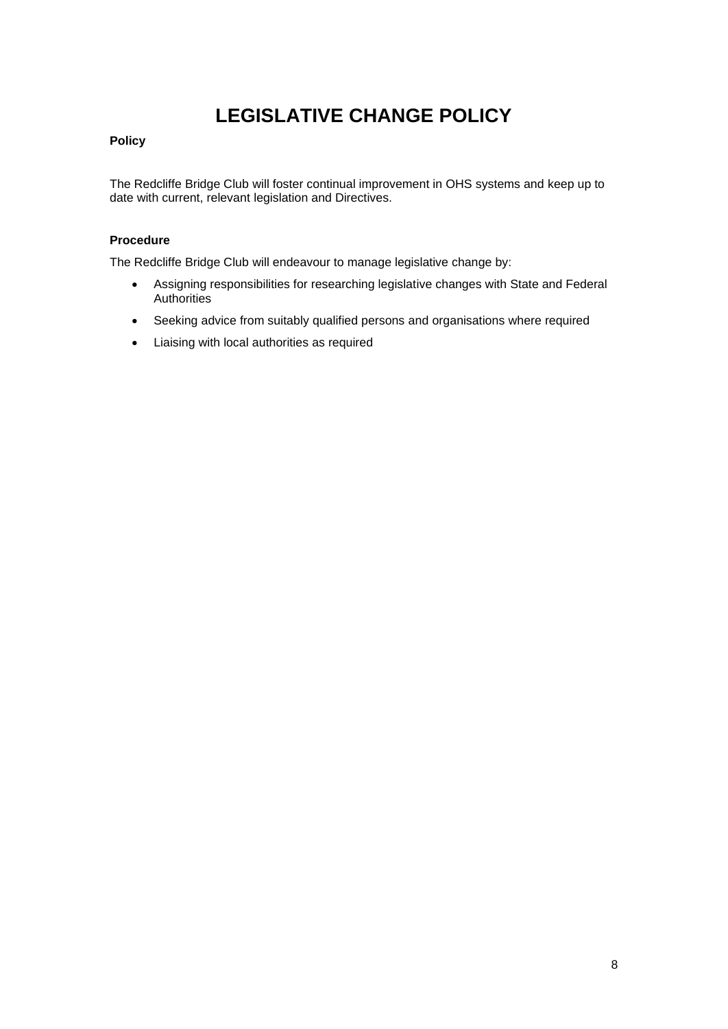# LEGISLATIVE CHANGE POLICY

**Policy**

The Redcliffe Bridge Club will foster continual improvement in OHS systems and keep up to date with current, relevant legislation and Directives.

**Procedure**

The Redcliffe Bridge Club will endeavour to manage legislative change by:

- Assigning responsibilities for researching legislative changes with State and Federal Authorities
- Seeking advice from suitably qualified persons and organisations where required
- Liaising with local authorities as required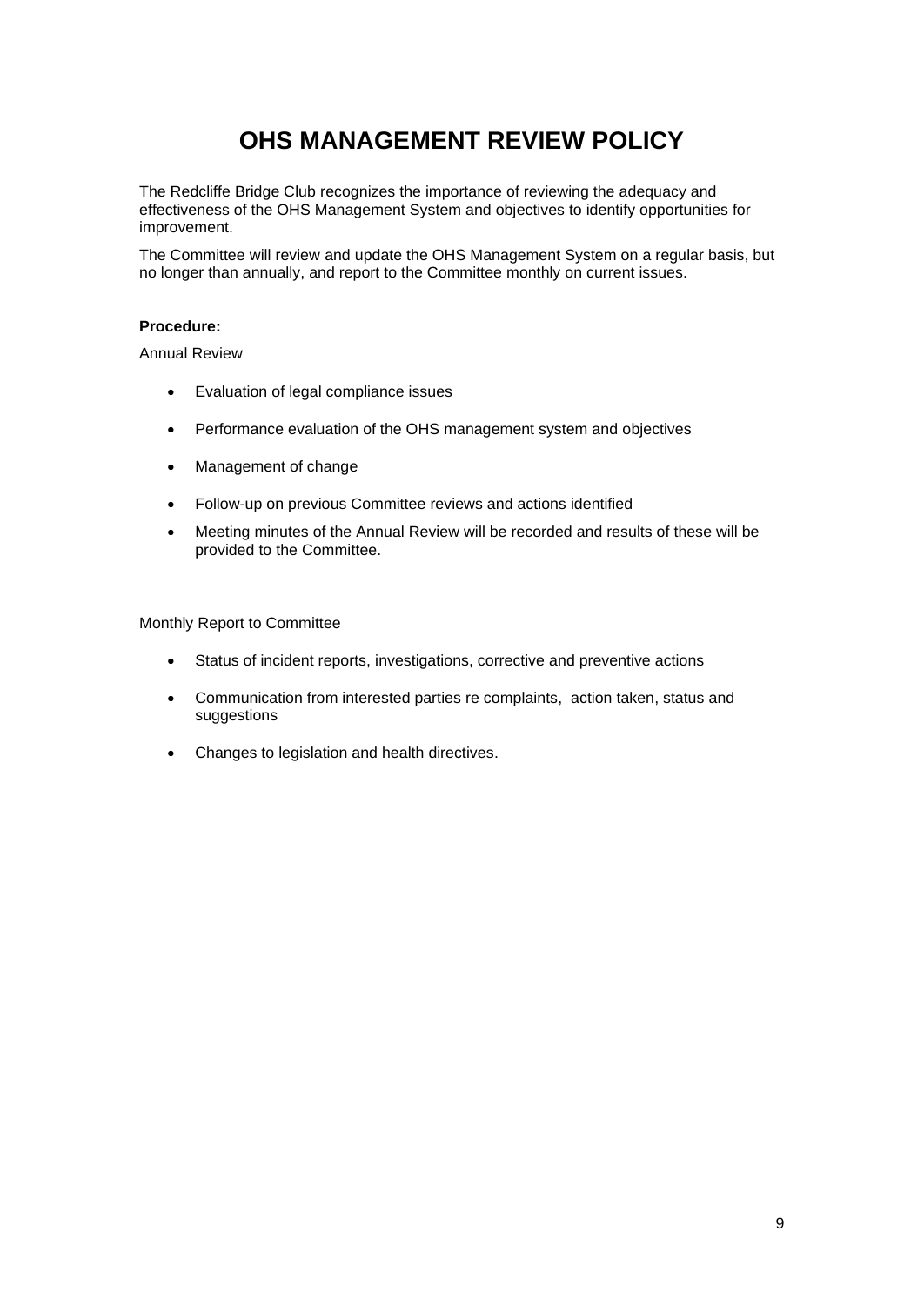# OHS MANAGEMENT REVIEW POLICY

The Redcliffe Bridge Club recognizes the importance of reviewing the adequacy and effectiveness of the OHS Management System and objectives to identify opportunities for improvement.

The Committee will review and update the OHS Management System on a regular basis, but no longer than annually, and report to the Committee monthly on current issues.

**Procedure:**

Annual Review

- Evaluation of legal compliance issues
- Performance evaluation of the OHS management system and objectives
- Management of change
- Follow-up on previous Committee reviews and actions identified
- Meeting minutes of the Annual Review will be recorded and results of these will be provided to the Committee.

Monthly Report to Committee

- Status of incident reports, investigations, corrective and preventive actions
- Communication from interested parties re complaints, action taken, status and suggestions
- Changes to legislation and health directives.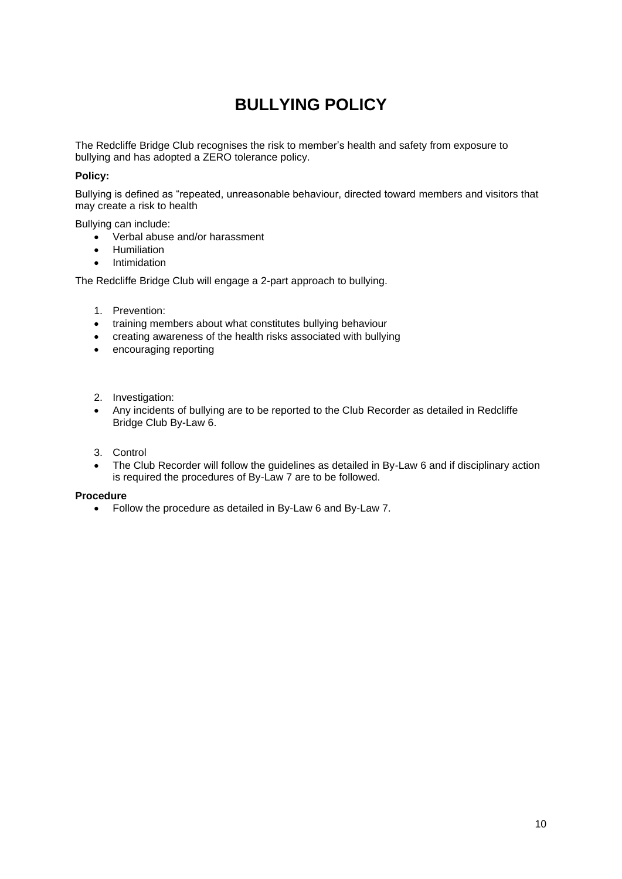# BULLYING POLICY

The Redcliffe Bridge Club recognises the risk to member's health and safety from exposure to bullying and has adopted a ZERO tolerance policy.

**Policy:**

Bullying is defined as "repeated, unreasonable behaviour, directed toward members and visitors that may create a risk to health

Bullying can include:

- Verbal abuse and/or harassment
- Humiliation
- Intimidation

The Redcliffe Bridge Club will engage a 2-part approach to bullying.

1. Prevention:

- training members about what constitutes bullying behaviour
- creating awareness of the health risks associated with bullying
- encouraging reporting

2. Investigation:

- Any incidents of bullying are to be reported to the Club Recorder as detailed in Redcliffe Bridge Club By-Law 6.

3. Control

- The Club Recorder will follow the guidelines as detailed in By-Law 6 and if disciplinary action is required the procedures of By-Law 7 are to be followed.

**Procedure**

- Follow the procedure as detailed in By-Law 6 and By-Law 7.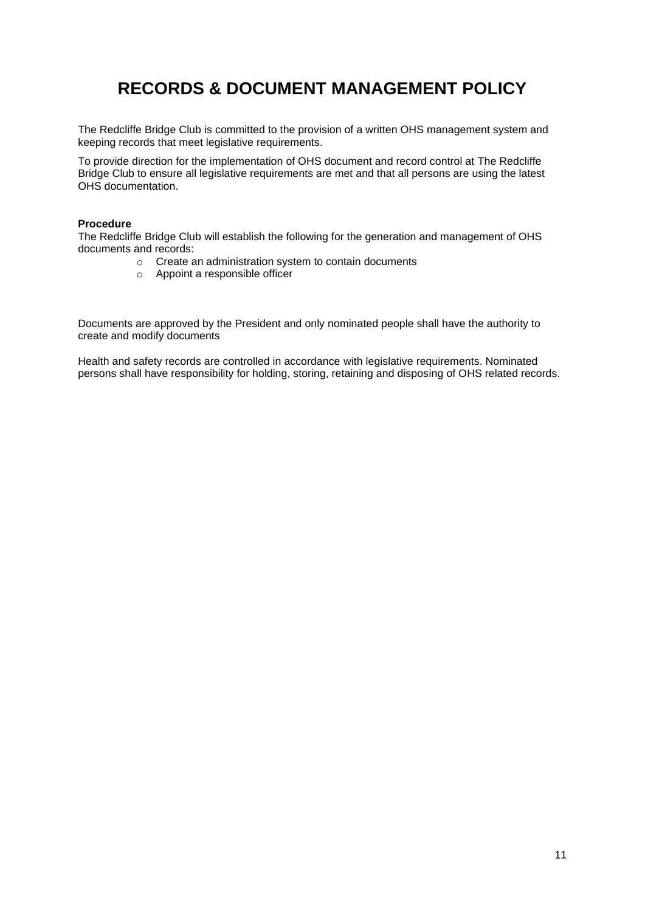# RECORDS & DOCUMENT MANAGEMENT POLICY

The Redcliffe Bridge Club is committed to the provision of a written OHS management system and keeping records that meet legislative requirements.

To provide direction for the implementation of OHS document and record control at The Redcliffe Bridge Club to ensure all legislative requirements are met and that all persons are using the latest OHS documentation.

**Procedure**

The Redcliffe Bridge Club will establish the following for the generation and management of OHS documents and records:

- Create an administration system to contain documents
- Appoint a responsible officer

Documents are approved by the President and only nominated people shall have the authority to create and modify documents

Health and safety records are controlled in accordance with legislative requirements. Nominated persons shall have responsibility for holding, storing, retaining and disposing of OHS related records.